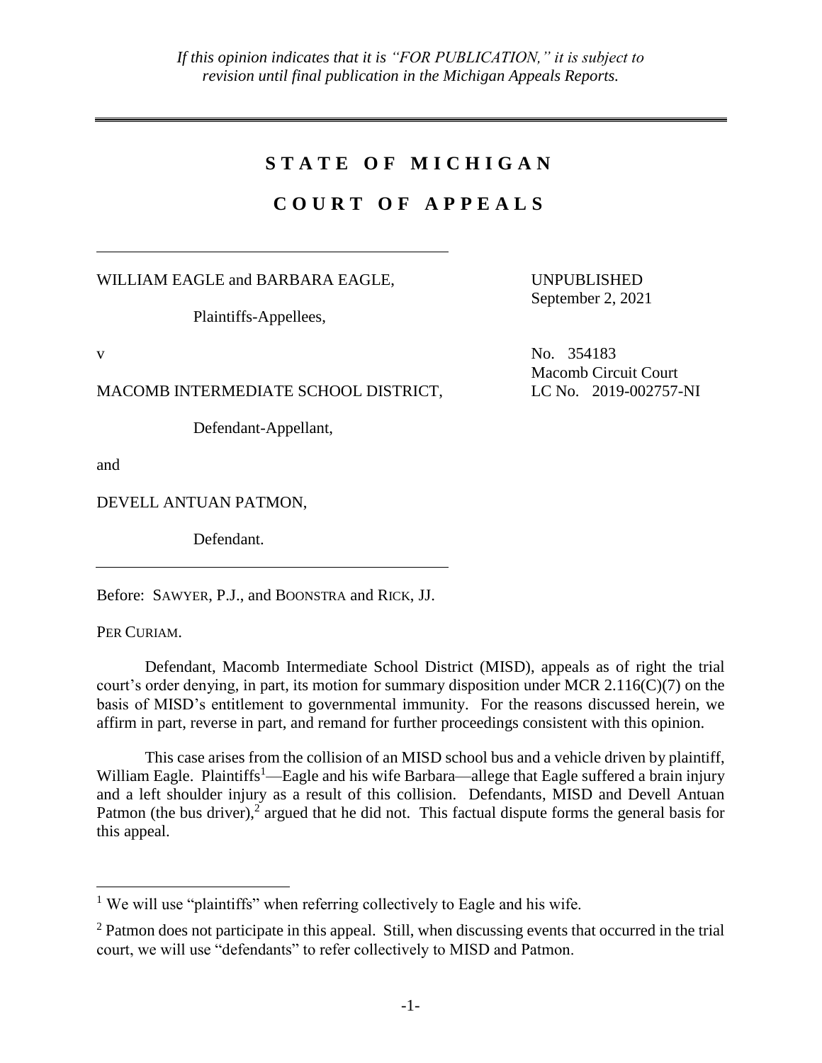*If this opinion indicates that it is "FOR PUBLICATION," it is subject to revision until final publication in the Michigan Appeals Reports.*

---

# S T A T E O F M I C H I G A N

# C O U R T O F A P P E A L S

---

WILLIAM EAGLE and BARBARA EAGLE,

Plaintiffs-Appellees,

v

MACOMB INTERMEDIATE SCHOOL DISTRICT,

Defendant-Appellant,

and

DEVELL ANTUAN PATMON,

Defendant.

---

UNPUBLISHED
September 2, 2021

No. 354183
Macomb Circuit Court
LC No. 2019-002757-NI

Before: SAWYER, P.J., and BOONSTRA and RICK, JJ.

PER CURIAM.

Defendant, Macomb Intermediate School District (MISD), appeals as of right the trial court's order denying, in part, its motion for summary disposition under MCR 2.116(C)(7) on the basis of MISD's entitlement to governmental immunity. For the reasons discussed herein, we affirm in part, reverse in part, and remand for further proceedings consistent with this opinion.

This case arises from the collision of an MISD school bus and a vehicle driven by plaintiff, William Eagle. Plaintiffs[1]—Eagle and his wife Barbara—allege that Eagle suffered a brain injury and a left shoulder injury as a result of this collision. Defendants, MISD and Devell Antuan Patmon (the bus driver),[2] argued that he did not. This factual dispute forms the general basis for this appeal.

---

[1] We will use "plaintiffs" when referring collectively to Eagle and his wife.

[2] Patmon does not participate in this appeal. Still, when discussing events that occurred in the trial court, we will use "defendants" to refer collectively to MISD and Patmon.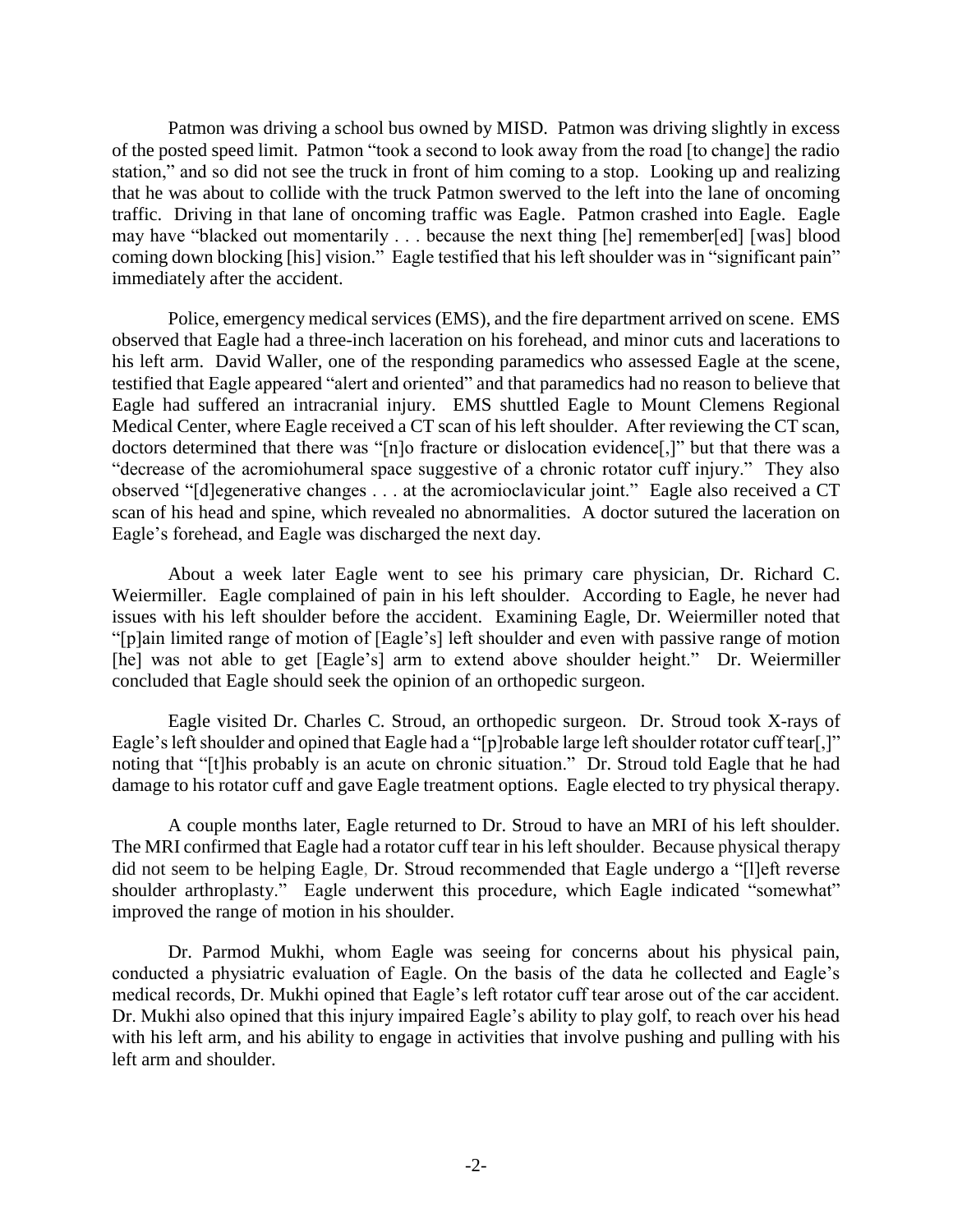Patmon was driving a school bus owned by MISD. Patmon was driving slightly in excess of the posted speed limit. Patmon "took a second to look away from the road [to change] the radio station," and so did not see the truck in front of him coming to a stop. Looking up and realizing that he was about to collide with the truck Patmon swerved to the left into the lane of oncoming traffic. Driving in that lane of oncoming traffic was Eagle. Patmon crashed into Eagle. Eagle may have "blacked out momentarily . . . because the next thing [he] remember[ed] [was] blood coming down blocking [his] vision." Eagle testified that his left shoulder was in "significant pain" immediately after the accident.

Police, emergency medical services (EMS), and the fire department arrived on scene. EMS observed that Eagle had a three-inch laceration on his forehead, and minor cuts and lacerations to his left arm. David Waller, one of the responding paramedics who assessed Eagle at the scene, testified that Eagle appeared "alert and oriented" and that paramedics had no reason to believe that Eagle had suffered an intracranial injury. EMS shuttled Eagle to Mount Clemens Regional Medical Center, where Eagle received a CT scan of his left shoulder. After reviewing the CT scan, doctors determined that there was "[n]o fracture or dislocation evidence[,]" but that there was a "decrease of the acromiohumeral space suggestive of a chronic rotator cuff injury." They also observed "[d]egenerative changes . . . at the acromioclavicular joint." Eagle also received a CT scan of his head and spine, which revealed no abnormalities. A doctor sutured the laceration on Eagle's forehead, and Eagle was discharged the next day.

About a week later Eagle went to see his primary care physician, Dr. Richard C. Weiermiller. Eagle complained of pain in his left shoulder. According to Eagle, he never had issues with his left shoulder before the accident. Examining Eagle, Dr. Weiermiller noted that "[p]ain limited range of motion of [Eagle's] left shoulder and even with passive range of motion [he] was not able to get [Eagle's] arm to extend above shoulder height." Dr. Weiermiller concluded that Eagle should seek the opinion of an orthopedic surgeon.

Eagle visited Dr. Charles C. Stroud, an orthopedic surgeon. Dr. Stroud took X-rays of Eagle's left shoulder and opined that Eagle had a "[p]robable large left shoulder rotator cuff tear[,]" noting that "[t]his probably is an acute on chronic situation." Dr. Stroud told Eagle that he had damage to his rotator cuff and gave Eagle treatment options. Eagle elected to try physical therapy.

A couple months later, Eagle returned to Dr. Stroud to have an MRI of his left shoulder. The MRI confirmed that Eagle had a rotator cuff tear in his left shoulder. Because physical therapy did not seem to be helping Eagle, Dr. Stroud recommended that Eagle undergo a "[l]eft reverse shoulder arthroplasty." Eagle underwent this procedure, which Eagle indicated "somewhat" improved the range of motion in his shoulder.

Dr. Parmod Mukhi, whom Eagle was seeing for concerns about his physical pain, conducted a physiatric evaluation of Eagle. On the basis of the data he collected and Eagle's medical records, Dr. Mukhi opined that Eagle's left rotator cuff tear arose out of the car accident. Dr. Mukhi also opined that this injury impaired Eagle's ability to play golf, to reach over his head with his left arm, and his ability to engage in activities that involve pushing and pulling with his left arm and shoulder.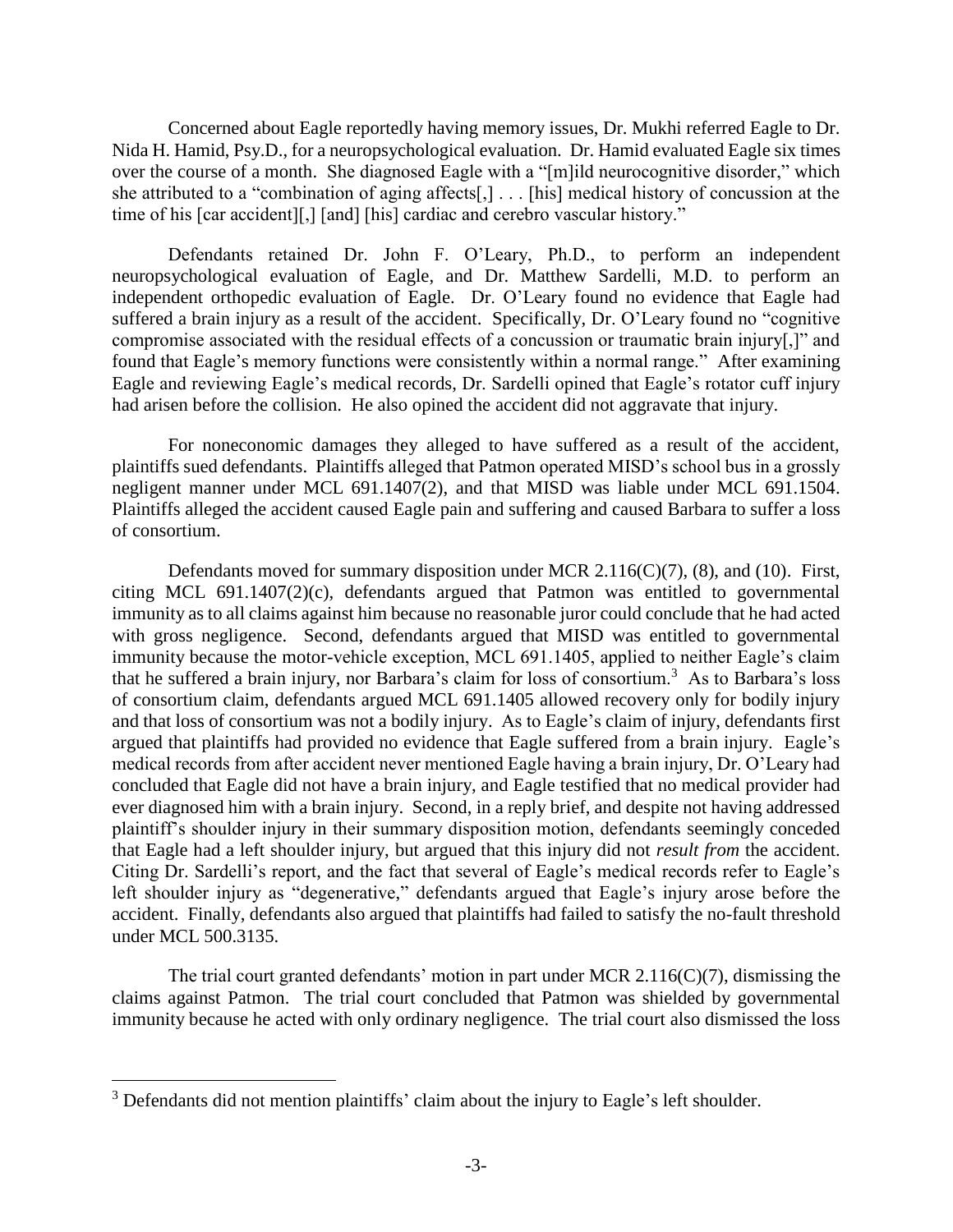Concerned about Eagle reportedly having memory issues, Dr. Mukhi referred Eagle to Dr. Nida H. Hamid, Psy.D., for a neuropsychological evaluation. Dr. Hamid evaluated Eagle six times over the course of a month. She diagnosed Eagle with a "[m]ild neurocognitive disorder," which she attributed to a "combination of aging affects[,] . . . [his] medical history of concussion at the time of his [car accident][,] [and] [his] cardiac and cerebro vascular history."

Defendants retained Dr. John F. O'Leary, Ph.D., to perform an independent neuropsychological evaluation of Eagle, and Dr. Matthew Sardelli, M.D. to perform an independent orthopedic evaluation of Eagle. Dr. O'Leary found no evidence that Eagle had suffered a brain injury as a result of the accident. Specifically, Dr. O'Leary found no "cognitive compromise associated with the residual effects of a concussion or traumatic brain injury[,]" and found that Eagle's memory functions were consistently within a normal range." After examining Eagle and reviewing Eagle's medical records, Dr. Sardelli opined that Eagle's rotator cuff injury had arisen before the collision. He also opined the accident did not aggravate that injury.

For noneconomic damages they alleged to have suffered as a result of the accident, plaintiffs sued defendants. Plaintiffs alleged that Patmon operated MISD's school bus in a grossly negligent manner under MCL 691.1407(2), and that MISD was liable under MCL 691.1504. Plaintiffs alleged the accident caused Eagle pain and suffering and caused Barbara to suffer a loss of consortium.

Defendants moved for summary disposition under MCR 2.116(C)(7), (8), and (10). First, citing MCL 691.1407(2)(c), defendants argued that Patmon was entitled to governmental immunity as to all claims against him because no reasonable juror could conclude that he had acted with gross negligence. Second, defendants argued that MISD was entitled to governmental immunity because the motor-vehicle exception, MCL 691.1405, applied to neither Eagle's claim that he suffered a brain injury, nor Barbara's claim for loss of consortium.[3] As to Barbara's loss of consortium claim, defendants argued MCL 691.1405 allowed recovery only for bodily injury and that loss of consortium was not a bodily injury. As to Eagle's claim of injury, defendants first argued that plaintiffs had provided no evidence that Eagle suffered from a brain injury. Eagle's medical records from after accident never mentioned Eagle having a brain injury, Dr. O'Leary had concluded that Eagle did not have a brain injury, and Eagle testified that no medical provider had ever diagnosed him with a brain injury. Second, in a reply brief, and despite not having addressed plaintiff's shoulder injury in their summary disposition motion, defendants seemingly conceded that Eagle had a left shoulder injury, but argued that this injury did not *result from* the accident. Citing Dr. Sardelli's report, and the fact that several of Eagle's medical records refer to Eagle's left shoulder injury as "degenerative," defendants argued that Eagle's injury arose before the accident. Finally, defendants also argued that plaintiffs had failed to satisfy the no-fault threshold under MCL 500.3135.

The trial court granted defendants' motion in part under MCR 2.116(C)(7), dismissing the claims against Patmon. The trial court concluded that Patmon was shielded by governmental immunity because he acted with only ordinary negligence. The trial court also dismissed the loss

---

[3] Defendants did not mention plaintiffs' claim about the injury to Eagle's left shoulder.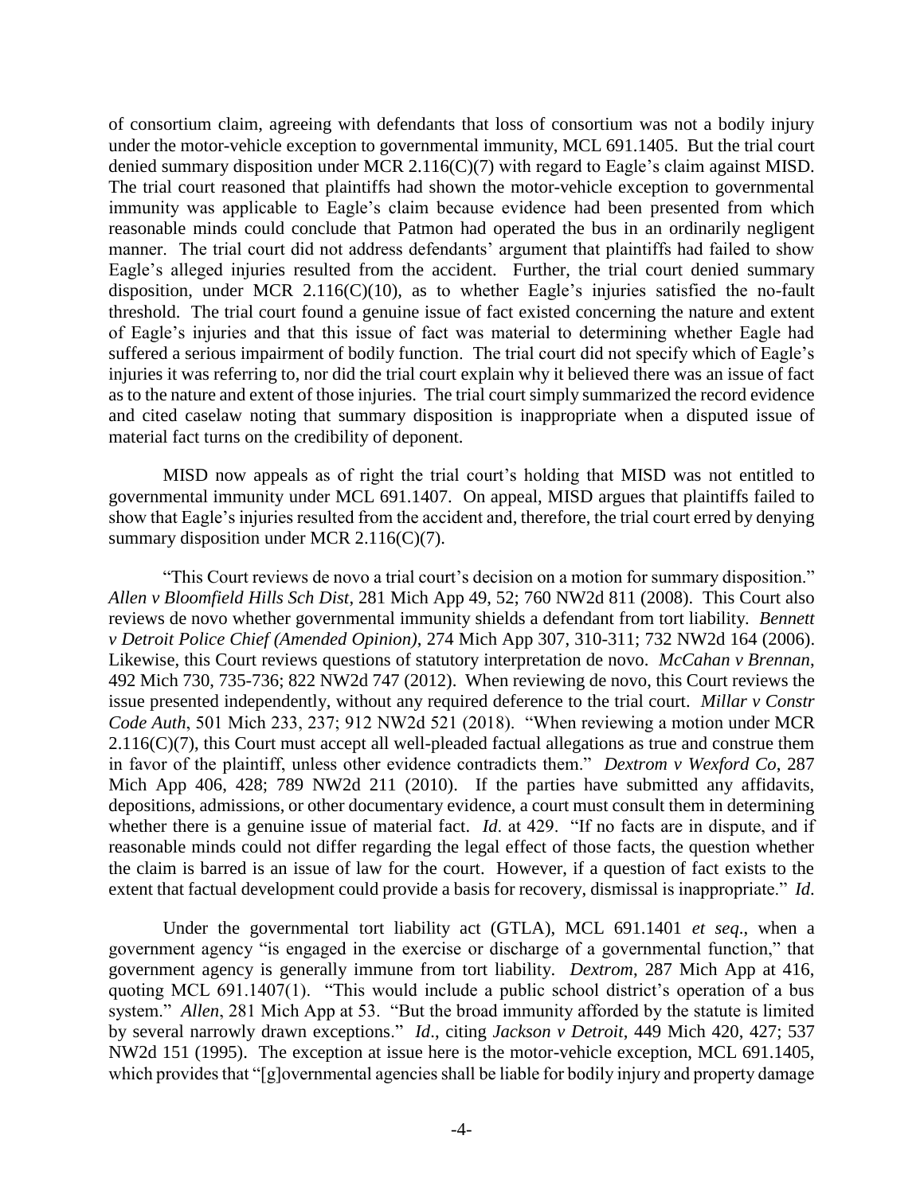of consortium claim, agreeing with defendants that loss of consortium was not a bodily injury under the motor-vehicle exception to governmental immunity, MCL 691.1405. But the trial court denied summary disposition under MCR 2.116(C)(7) with regard to Eagle's claim against MISD. The trial court reasoned that plaintiffs had shown the motor-vehicle exception to governmental immunity was applicable to Eagle's claim because evidence had been presented from which reasonable minds could conclude that Patmon had operated the bus in an ordinarily negligent manner. The trial court did not address defendants' argument that plaintiffs had failed to show Eagle's alleged injuries resulted from the accident. Further, the trial court denied summary disposition, under MCR 2.116(C)(10), as to whether Eagle's injuries satisfied the no-fault threshold. The trial court found a genuine issue of fact existed concerning the nature and extent of Eagle's injuries and that this issue of fact was material to determining whether Eagle had suffered a serious impairment of bodily function. The trial court did not specify which of Eagle's injuries it was referring to, nor did the trial court explain why it believed there was an issue of fact as to the nature and extent of those injuries. The trial court simply summarized the record evidence and cited caselaw noting that summary disposition is inappropriate when a disputed issue of material fact turns on the credibility of deponent.

MISD now appeals as of right the trial court's holding that MISD was not entitled to governmental immunity under MCL 691.1407. On appeal, MISD argues that plaintiffs failed to show that Eagle's injuries resulted from the accident and, therefore, the trial court erred by denying summary disposition under MCR 2.116(C)(7).

"This Court reviews de novo a trial court's decision on a motion for summary disposition." *Allen v Bloomfield Hills Sch Dist*, 281 Mich App 49, 52; 760 NW2d 811 (2008). This Court also reviews de novo whether governmental immunity shields a defendant from tort liability. *Bennett v Detroit Police Chief (Amended Opinion)*, 274 Mich App 307, 310-311; 732 NW2d 164 (2006). Likewise, this Court reviews questions of statutory interpretation de novo. *McCahan v Brennan*, 492 Mich 730, 735-736; 822 NW2d 747 (2012). When reviewing de novo, this Court reviews the issue presented independently, without any required deference to the trial court. *Millar v Constr Code Auth*, 501 Mich 233, 237; 912 NW2d 521 (2018). "When reviewing a motion under MCR 2.116(C)(7), this Court must accept all well-pleaded factual allegations as true and construe them in favor of the plaintiff, unless other evidence contradicts them." *Dextrom v Wexford Co*, 287 Mich App 406, 428; 789 NW2d 211 (2010). If the parties have submitted any affidavits, depositions, admissions, or other documentary evidence, a court must consult them in determining whether there is a genuine issue of material fact. *Id*. at 429. "If no facts are in dispute, and if reasonable minds could not differ regarding the legal effect of those facts, the question whether the claim is barred is an issue of law for the court. However, if a question of fact exists to the extent that factual development could provide a basis for recovery, dismissal is inappropriate." *Id*.

Under the governmental tort liability act (GTLA), MCL 691.1401 *et seq*., when a government agency "is engaged in the exercise or discharge of a governmental function," that government agency is generally immune from tort liability. *Dextrom*, 287 Mich App at 416, quoting MCL 691.1407(1). "This would include a public school district's operation of a bus system." *Allen*, 281 Mich App at 53. "But the broad immunity afforded by the statute is limited by several narrowly drawn exceptions." *Id*., citing *Jackson v Detroit*, 449 Mich 420, 427; 537 NW2d 151 (1995). The exception at issue here is the motor-vehicle exception, MCL 691.1405, which provides that "[g]overnmental agencies shall be liable for bodily injury and property damage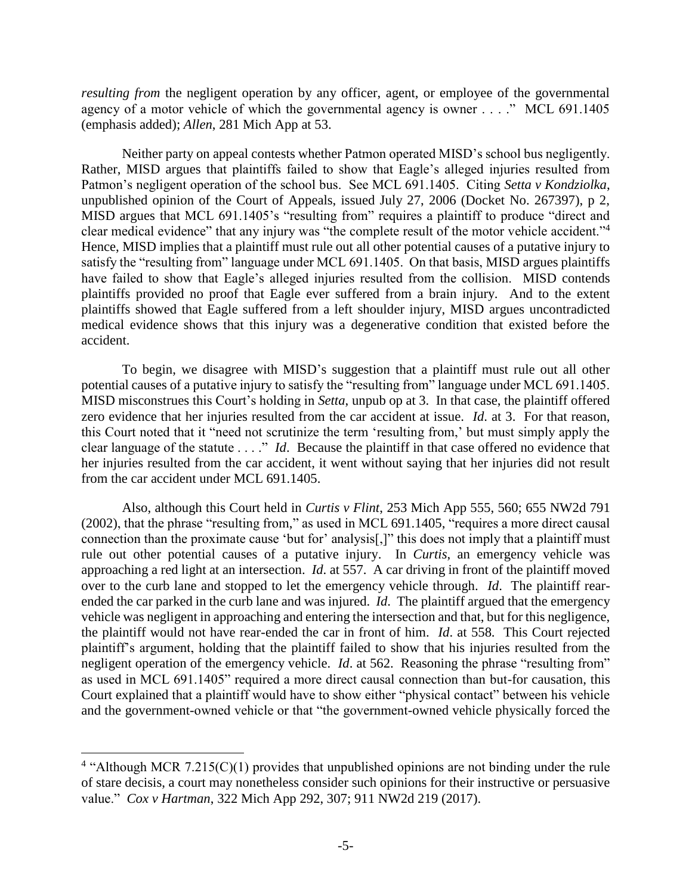*resulting from* the negligent operation by any officer, agent, or employee of the governmental agency of a motor vehicle of which the governmental agency is owner . . . ." MCL 691.1405 (emphasis added); *Allen*, 281 Mich App at 53.

Neither party on appeal contests whether Patmon operated MISD's school bus negligently. Rather, MISD argues that plaintiffs failed to show that Eagle's alleged injuries resulted from Patmon's negligent operation of the school bus. See MCL 691.1405. Citing *Setta v Kondziolka*, unpublished opinion of the Court of Appeals, issued July 27, 2006 (Docket No. 267397), p 2, MISD argues that MCL 691.1405's "resulting from" requires a plaintiff to produce "direct and clear medical evidence" that any injury was "the complete result of the motor vehicle accident."[4] Hence, MISD implies that a plaintiff must rule out all other potential causes of a putative injury to satisfy the "resulting from" language under MCL 691.1405. On that basis, MISD argues plaintiffs have failed to show that Eagle's alleged injuries resulted from the collision. MISD contends plaintiffs provided no proof that Eagle ever suffered from a brain injury. And to the extent plaintiffs showed that Eagle suffered from a left shoulder injury, MISD argues uncontradicted medical evidence shows that this injury was a degenerative condition that existed before the accident.

To begin, we disagree with MISD's suggestion that a plaintiff must rule out all other potential causes of a putative injury to satisfy the "resulting from" language under MCL 691.1405. MISD misconstrues this Court's holding in *Setta*, unpub op at 3. In that case, the plaintiff offered zero evidence that her injuries resulted from the car accident at issue. *Id*. at 3. For that reason, this Court noted that it "need not scrutinize the term 'resulting from,' but must simply apply the clear language of the statute . . . ." *Id*. Because the plaintiff in that case offered no evidence that her injuries resulted from the car accident, it went without saying that her injuries did not result from the car accident under MCL 691.1405.

Also, although this Court held in *Curtis v Flint*, 253 Mich App 555, 560; 655 NW2d 791 (2002), that the phrase "resulting from," as used in MCL 691.1405, "requires a more direct causal connection than the proximate cause 'but for' analysis[,]" this does not imply that a plaintiff must rule out other potential causes of a putative injury. In *Curtis*, an emergency vehicle was approaching a red light at an intersection. *Id*. at 557. A car driving in front of the plaintiff moved over to the curb lane and stopped to let the emergency vehicle through. *Id*. The plaintiff rear-ended the car parked in the curb lane and was injured. *Id*. The plaintiff argued that the emergency vehicle was negligent in approaching and entering the intersection and that, but for this negligence, the plaintiff would not have rear-ended the car in front of him. *Id*. at 558. This Court rejected plaintiff's argument, holding that the plaintiff failed to show that his injuries resulted from the negligent operation of the emergency vehicle. *Id*. at 562. Reasoning the phrase "resulting from" as used in MCL 691.1405" required a more direct causal connection than but-for causation, this Court explained that a plaintiff would have to show either "physical contact" between his vehicle and the government-owned vehicle or that "the government-owned vehicle physically forced the

[4] "Although MCR 7.215(C)(1) provides that unpublished opinions are not binding under the rule of stare decisis, a court may nonetheless consider such opinions for their instructive or persuasive value." *Cox v Hartman*, 322 Mich App 292, 307; 911 NW2d 219 (2017).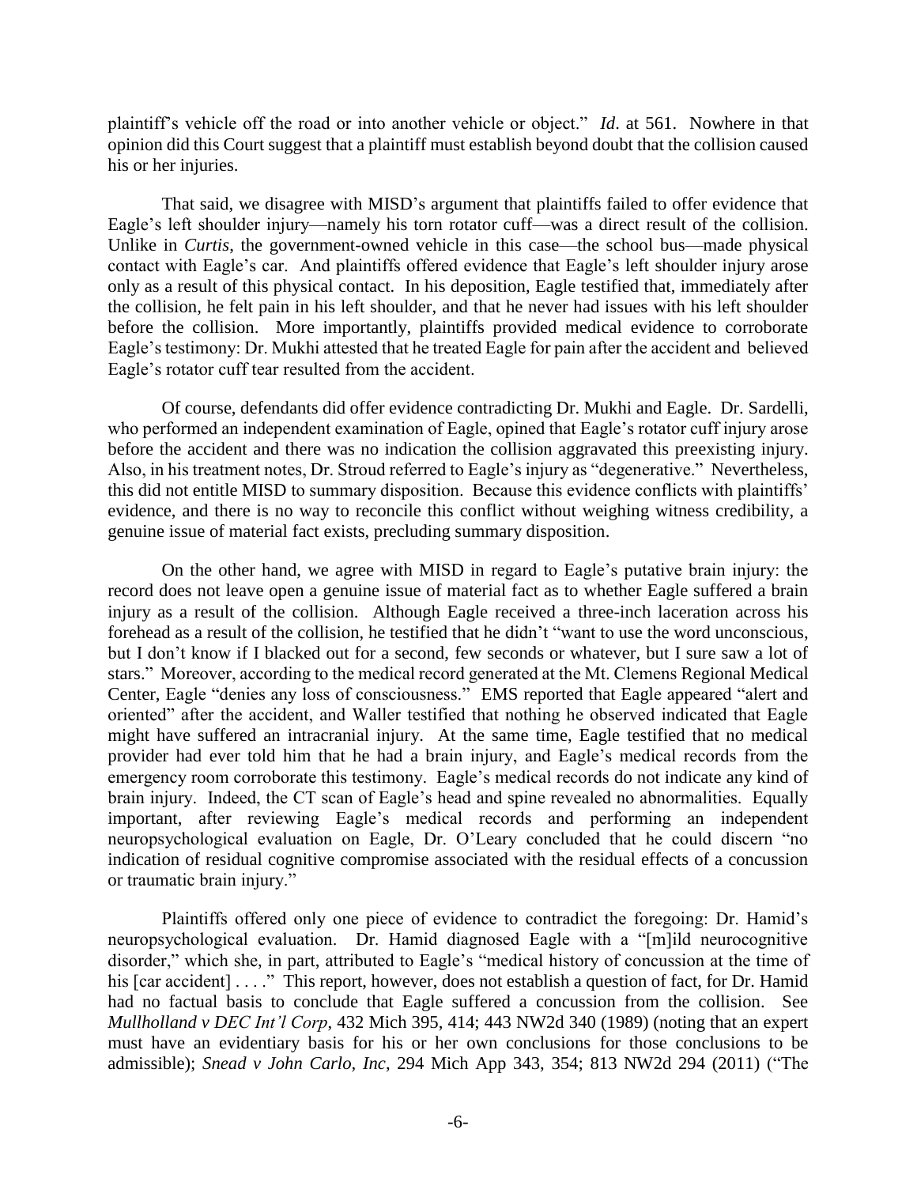plaintiff's vehicle off the road or into another vehicle or object." *Id*. at 561. Nowhere in that opinion did this Court suggest that a plaintiff must establish beyond doubt that the collision caused his or her injuries.

That said, we disagree with MISD's argument that plaintiffs failed to offer evidence that Eagle's left shoulder injury—namely his torn rotator cuff—was a direct result of the collision. Unlike in *Curtis*, the government-owned vehicle in this case—the school bus—made physical contact with Eagle's car. And plaintiffs offered evidence that Eagle's left shoulder injury arose only as a result of this physical contact. In his deposition, Eagle testified that, immediately after the collision, he felt pain in his left shoulder, and that he never had issues with his left shoulder before the collision. More importantly, plaintiffs provided medical evidence to corroborate Eagle's testimony: Dr. Mukhi attested that he treated Eagle for pain after the accident and believed Eagle's rotator cuff tear resulted from the accident.

Of course, defendants did offer evidence contradicting Dr. Mukhi and Eagle. Dr. Sardelli, who performed an independent examination of Eagle, opined that Eagle's rotator cuff injury arose before the accident and there was no indication the collision aggravated this preexisting injury. Also, in his treatment notes, Dr. Stroud referred to Eagle's injury as "degenerative." Nevertheless, this did not entitle MISD to summary disposition. Because this evidence conflicts with plaintiffs' evidence, and there is no way to reconcile this conflict without weighing witness credibility, a genuine issue of material fact exists, precluding summary disposition.

On the other hand, we agree with MISD in regard to Eagle's putative brain injury: the record does not leave open a genuine issue of material fact as to whether Eagle suffered a brain injury as a result of the collision. Although Eagle received a three-inch laceration across his forehead as a result of the collision, he testified that he didn't "want to use the word unconscious, but I don't know if I blacked out for a second, few seconds or whatever, but I sure saw a lot of stars." Moreover, according to the medical record generated at the Mt. Clemens Regional Medical Center, Eagle "denies any loss of consciousness." EMS reported that Eagle appeared "alert and oriented" after the accident, and Waller testified that nothing he observed indicated that Eagle might have suffered an intracranial injury. At the same time, Eagle testified that no medical provider had ever told him that he had a brain injury, and Eagle's medical records from the emergency room corroborate this testimony. Eagle's medical records do not indicate any kind of brain injury. Indeed, the CT scan of Eagle's head and spine revealed no abnormalities. Equally important, after reviewing Eagle's medical records and performing an independent neuropsychological evaluation on Eagle, Dr. O'Leary concluded that he could discern "no indication of residual cognitive compromise associated with the residual effects of a concussion or traumatic brain injury."

Plaintiffs offered only one piece of evidence to contradict the foregoing: Dr. Hamid's neuropsychological evaluation. Dr. Hamid diagnosed Eagle with a "[m]ild neurocognitive disorder," which she, in part, attributed to Eagle's "medical history of concussion at the time of his [car accident] . . . ." This report, however, does not establish a question of fact, for Dr. Hamid had no factual basis to conclude that Eagle suffered a concussion from the collision. See *Mullholland v DEC Int'l Corp*, 432 Mich 395, 414; 443 NW2d 340 (1989) (noting that an expert must have an evidentiary basis for his or her own conclusions for those conclusions to be admissible); *Snead v John Carlo, Inc*, 294 Mich App 343, 354; 813 NW2d 294 (2011) ("The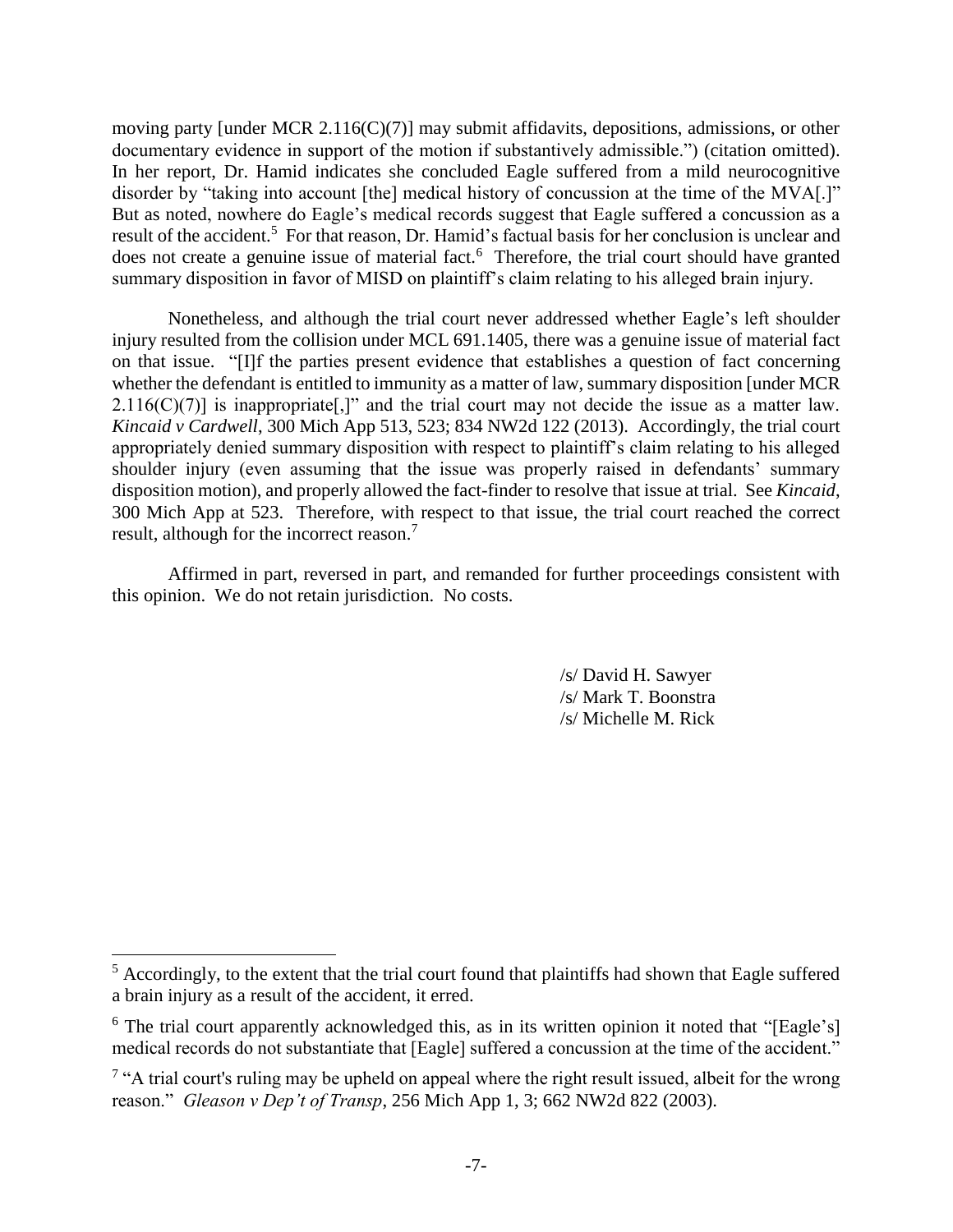moving party [under MCR 2.116(C)(7)] may submit affidavits, depositions, admissions, or other documentary evidence in support of the motion if substantively admissible.") (citation omitted). In her report, Dr. Hamid indicates she concluded Eagle suffered from a mild neurocognitive disorder by "taking into account [the] medical history of concussion at the time of the MVA[.]" But as noted, nowhere do Eagle's medical records suggest that Eagle suffered a concussion as a result of the accident.[5] For that reason, Dr. Hamid's factual basis for her conclusion is unclear and does not create a genuine issue of material fact.[6] Therefore, the trial court should have granted summary disposition in favor of MISD on plaintiff's claim relating to his alleged brain injury.

Nonetheless, and although the trial court never addressed whether Eagle's left shoulder injury resulted from the collision under MCL 691.1405, there was a genuine issue of material fact on that issue. "[I]f the parties present evidence that establishes a question of fact concerning whether the defendant is entitled to immunity as a matter of law, summary disposition [under MCR 2.116(C)(7)] is inappropriate[,]" and the trial court may not decide the issue as a matter law. *Kincaid v Cardwell*, 300 Mich App 513, 523; 834 NW2d 122 (2013). Accordingly, the trial court appropriately denied summary disposition with respect to plaintiff's claim relating to his alleged shoulder injury (even assuming that the issue was properly raised in defendants' summary disposition motion), and properly allowed the fact-finder to resolve that issue at trial. See *Kincaid*, 300 Mich App at 523. Therefore, with respect to that issue, the trial court reached the correct result, although for the incorrect reason.[7]

Affirmed in part, reversed in part, and remanded for further proceedings consistent with this opinion. We do not retain jurisdiction. No costs.

/s/ David H. Sawyer
/s/ Mark T. Boonstra
/s/ Michelle M. Rick

---

[5] Accordingly, to the extent that the trial court found that plaintiffs had shown that Eagle suffered a brain injury as a result of the accident, it erred.

[6] The trial court apparently acknowledged this, as in its written opinion it noted that "[Eagle's] medical records do not substantiate that [Eagle] suffered a concussion at the time of the accident."

[7] "A trial court's ruling may be upheld on appeal where the right result issued, albeit for the wrong reason." *Gleason v Dep't of Transp*, 256 Mich App 1, 3; 662 NW2d 822 (2003).